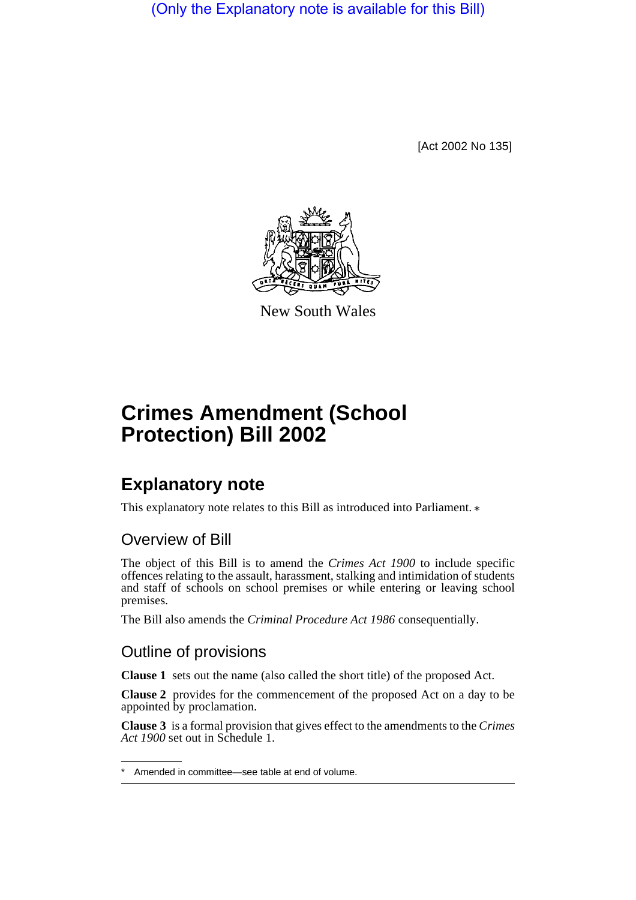(Only the Explanatory note is available for this Bill)

[Act 2002 No 135]

New South Wales

# Crimes Amendment (School Protection) Bill 2002

## Explanatory note

This explanatory note relates to this Bill as introduced into Parliament. *

### Overview of Bill

The object of this Bill is to amend the *Crimes Act 1900* to include specific offences relating to the assault, harassment, stalking and intimidation of students and staff of schools on school premises or while entering or leaving school premises.

The Bill also amends the *Criminal Procedure Act 1986* consequentially.

### Outline of provisions

**Clause 1** sets out the name (also called the short title) of the proposed Act.

**Clause 2** provides for the commencement of the proposed Act on a day to be appointed by proclamation.

**Clause 3** is a formal provision that gives effect to the amendments to the *Crimes Act 1900* set out in Schedule 1.

* Amended in committee—see table at end of volume.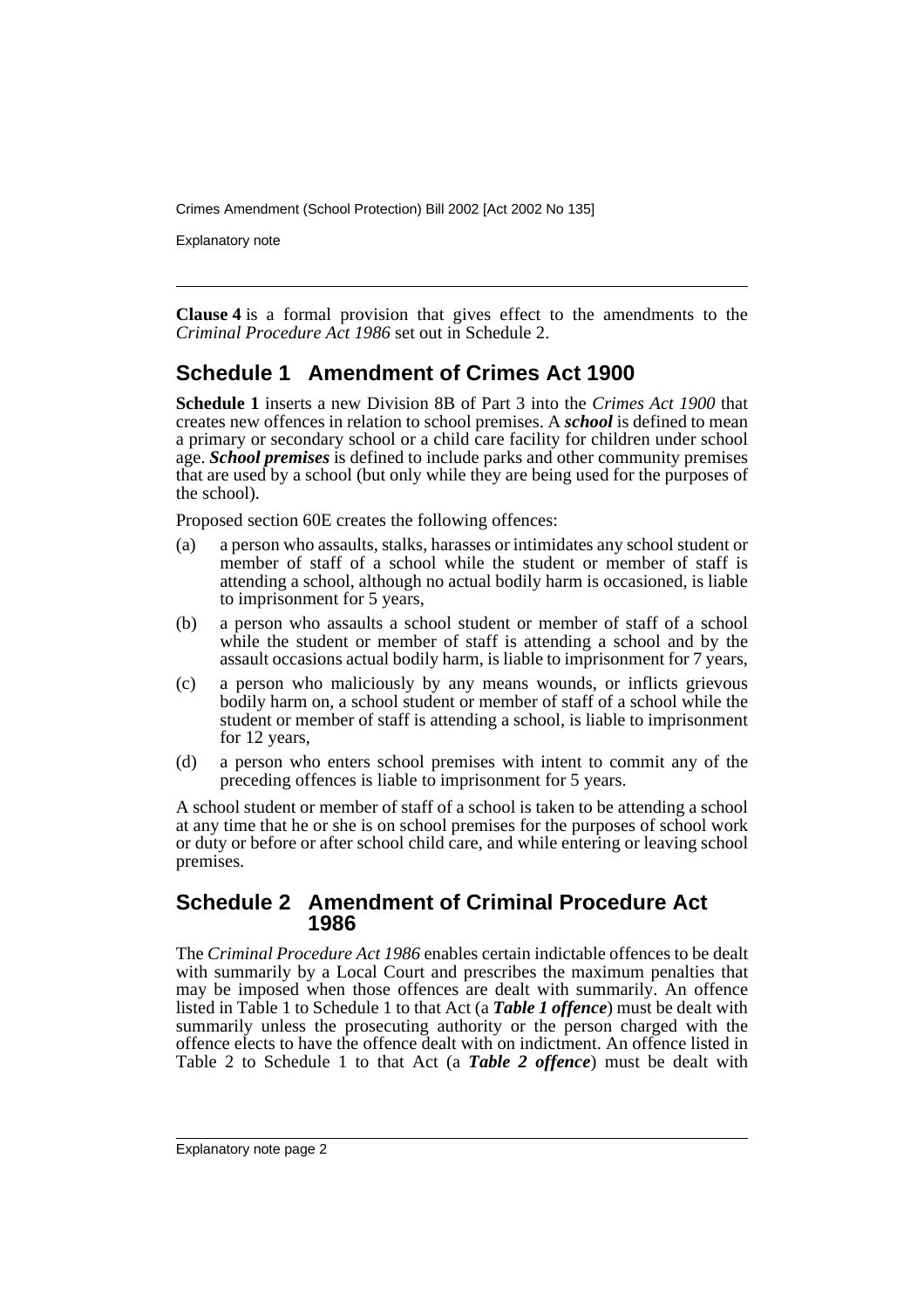**Clause 4** is a formal provision that gives effect to the amendments to the *Criminal Procedure Act 1986* set out in Schedule 2.

## Schedule 1 Amendment of Crimes Act 1900

**Schedule 1** inserts a new Division 8B of Part 3 into the *Crimes Act 1900* that creates new offences in relation to school premises. A ***school*** is defined to mean a primary or secondary school or a child care facility for children under school age. ***School premises*** is defined to include parks and other community premises that are used by a school (but only while they are being used for the purposes of the school).

Proposed section 60E creates the following offences:

(a) a person who assaults, stalks, harasses or intimidates any school student or member of staff of a school while the student or member of staff is attending a school, although no actual bodily harm is occasioned, is liable to imprisonment for 5 years,

(b) a person who assaults a school student or member of staff of a school while the student or member of staff is attending a school and by the assault occasions actual bodily harm, is liable to imprisonment for 7 years,

(c) a person who maliciously by any means wounds, or inflicts grievous bodily harm on, a school student or member of staff of a school while the student or member of staff is attending a school, is liable to imprisonment for 12 years,

(d) a person who enters school premises with intent to commit any of the preceding offences is liable to imprisonment for 5 years.

A school student or member of staff of a school is taken to be attending a school at any time that he or she is on school premises for the purposes of school work or duty or before or after school child care, and while entering or leaving school premises.

## Schedule 2 Amendment of Criminal Procedure Act 1986

The *Criminal Procedure Act 1986* enables certain indictable offences to be dealt with summarily by a Local Court and prescribes the maximum penalties that may be imposed when those offences are dealt with summarily. An offence listed in Table 1 to Schedule 1 to that Act (a ***Table 1 offence***) must be dealt with summarily unless the prosecuting authority or the person charged with the offence elects to have the offence dealt with on indictment. An offence listed in Table 2 to Schedule 1 to that Act (a ***Table 2 offence***) must be dealt with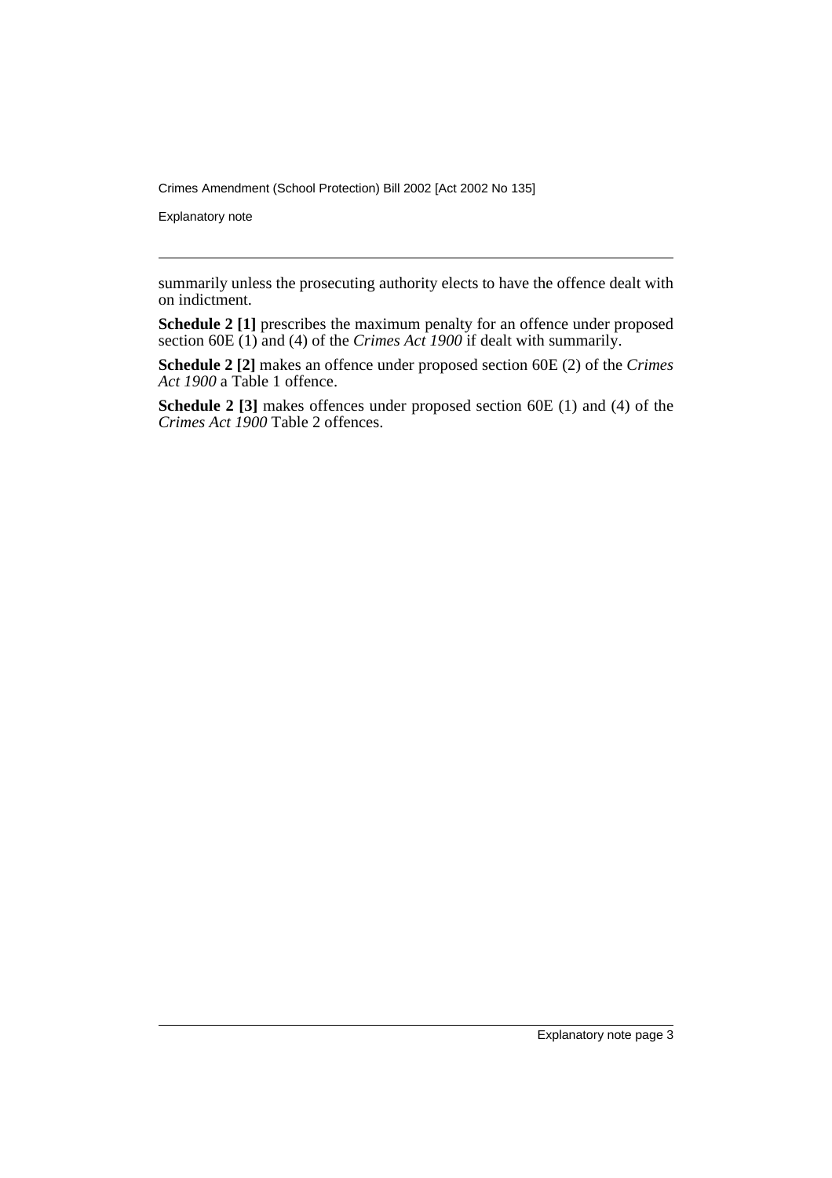summarily unless the prosecuting authority elects to have the offence dealt with on indictment.

**Schedule 2 [1]** prescribes the maximum penalty for an offence under proposed section 60E (1) and (4) of the *Crimes Act 1900* if dealt with summarily.

**Schedule 2 [2]** makes an offence under proposed section 60E (2) of the *Crimes Act 1900* a Table 1 offence.

**Schedule 2 [3]** makes offences under proposed section 60E (1) and (4) of the *Crimes Act 1900* Table 2 offences.